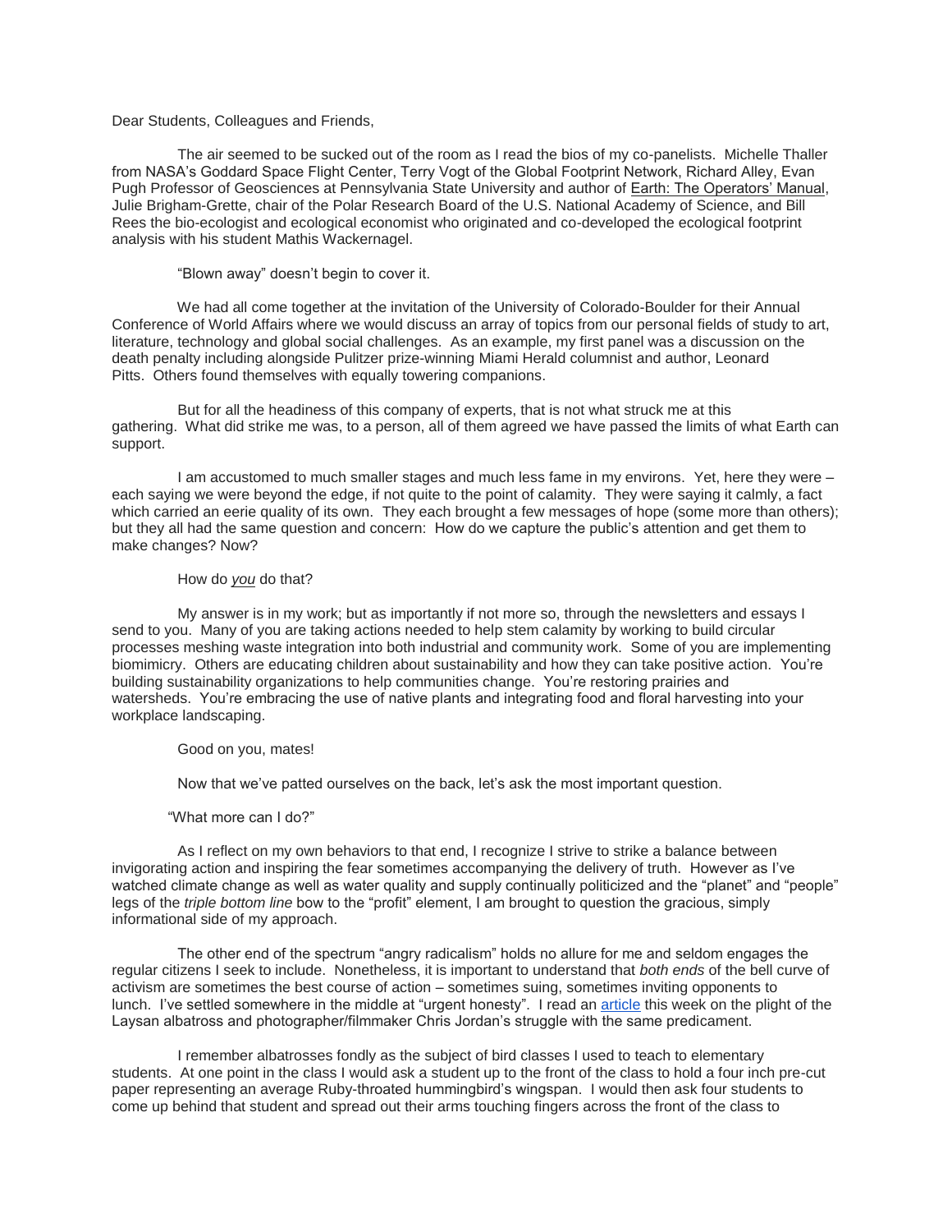Dear Students, Colleagues and Friends,

The air seemed to be sucked out of the room as I read the bios of my co-panelists. Michelle Thaller from NASA's Goddard Space Flight Center, Terry Vogt of the Global Footprint Network, Richard Alley, Evan Pugh Professor of Geosciences at Pennsylvania State University and author of Earth: The Operators' Manual, Julie Brigham-Grette, chair of the Polar Research Board of the U.S. National Academy of Science, and Bill Rees the bio-ecologist and ecological economist who originated and co-developed the ecological footprint analysis with his student Mathis Wackernagel.

"Blown away" doesn't begin to cover it.

We had all come together at the invitation of the University of Colorado-Boulder for their Annual Conference of World Affairs where we would discuss an array of topics from our personal fields of study to art, literature, technology and global social challenges. As an example, my first panel was a discussion on the death penalty including alongside Pulitzer prize-winning Miami Herald columnist and author, Leonard Pitts. Others found themselves with equally towering companions.

But for all the headiness of this company of experts, that is not what struck me at this gathering. What did strike me was, to a person, all of them agreed we have passed the limits of what Earth can support.

I am accustomed to much smaller stages and much less fame in my environs. Yet, here they were – each saying we were beyond the edge, if not quite to the point of calamity. They were saying it calmly, a fact which carried an eerie quality of its own. They each brought a few messages of hope (some more than others); but they all had the same question and concern: How do we capture the public's attention and get them to make changes? Now?

How do *you* do that?

My answer is in my work; but as importantly if not more so, through the newsletters and essays I send to you. Many of you are taking actions needed to help stem calamity by working to build circular processes meshing waste integration into both industrial and community work. Some of you are implementing biomimicry. Others are educating children about sustainability and how they can take positive action. You're building sustainability organizations to help communities change. You're restoring prairies and watersheds. You're embracing the use of native plants and integrating food and floral harvesting into your workplace landscaping.

Good on you, mates!

Now that we've patted ourselves on the back, let's ask the most important question.

"What more can I do?"

As I reflect on my own behaviors to that end, I recognize I strive to strike a balance between invigorating action and inspiring the fear sometimes accompanying the delivery of truth. However as I've watched climate change as well as water quality and supply continually politicized and the "planet" and "people" legs of the *triple bottom line* bow to the "profit" element, I am brought to question the gracious, simply informational side of my approach.

The other end of the spectrum "angry radicalism" holds no allure for me and seldom engages the regular citizens I seek to include. Nonetheless, it is important to understand that *both ends* of the bell curve of activism are sometimes the best course of action – sometimes suing, sometimes inviting opponents to lunch. I've settled somewhere in the middle at "urgent honesty". I read an article this week on the plight of the Laysan albatross and photographer/filmmaker Chris Jordan's struggle with the same predicament.

I remember albatrosses fondly as the subject of bird classes I used to teach to elementary students. At one point in the class I would ask a student up to the front of the class to hold a four inch pre-cut paper representing an average Ruby-throated hummingbird's wingspan. I would then ask four students to come up behind that student and spread out their arms touching fingers across the front of the class to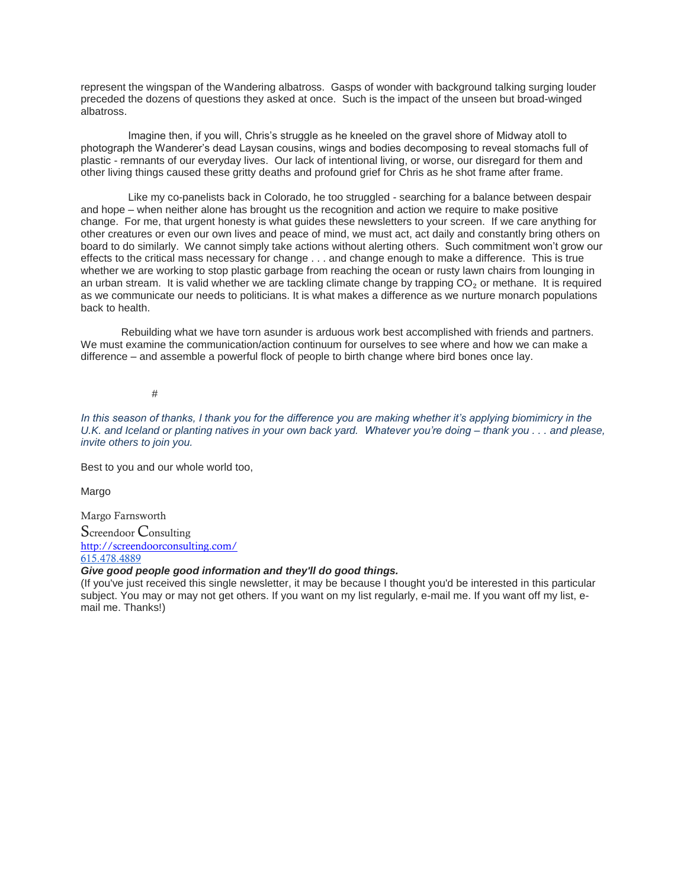represent the wingspan of the Wandering albatross. Gasps of wonder with background talking surging louder preceded the dozens of questions they asked at once. Such is the impact of the unseen but broad-winged albatross.

Imagine then, if you will, Chris's struggle as he kneeled on the gravel shore of Midway atoll to photograph the Wanderer's dead Laysan cousins, wings and bodies decomposing to reveal stomachs full of plastic - remnants of our everyday lives. Our lack of intentional living, or worse, our disregard for them and other living things caused these gritty deaths and profound grief for Chris as he shot frame after frame.

Like my co-panelists back in Colorado, he too struggled - searching for a balance between despair and hope – when neither alone has brought us the recognition and action we require to make positive change. For me, that urgent honesty is what guides these newsletters to your screen. If we care anything for other creatures or even our own lives and peace of mind, we must act, act daily and constantly bring others on board to do similarly. We cannot simply take actions without alerting others. Such commitment won't grow our effects to the critical mass necessary for change . . . and change enough to make a difference. This is true whether we are working to stop plastic garbage from reaching the ocean or rusty lawn chairs from lounging in an urban stream. It is valid whether we are tackling climate change by trapping $CO_2$ or methane. It is required as we communicate our needs to politicians. It is what makes a difference as we nurture monarch populations back to health.

Rebuilding what we have torn asunder is arduous work best accomplished with friends and partners. We must examine the communication/action continuum for ourselves to see where and how we can make a difference – and assemble a powerful flock of people to birth change where bird bones once lay.

#

*In this season of thanks, I thank you for the difference you are making whether it's applying biomimicry in the U.K. and Iceland or planting natives in your own back yard. Whatever you're doing – thank you . . . and please, invite others to join you.*

Best to you and our whole world too,

Margo

Margo Farnsworth
Screendoor Consulting
http://screendoorconsulting.com/
615.478.4889

***Give good people good information and they'll do good things.***
(If you've just received this single newsletter, it may be because I thought you'd be interested in this particular subject. You may or may not get others. If you want on my list regularly, e-mail me. If you want off my list, e-mail me. Thanks!)